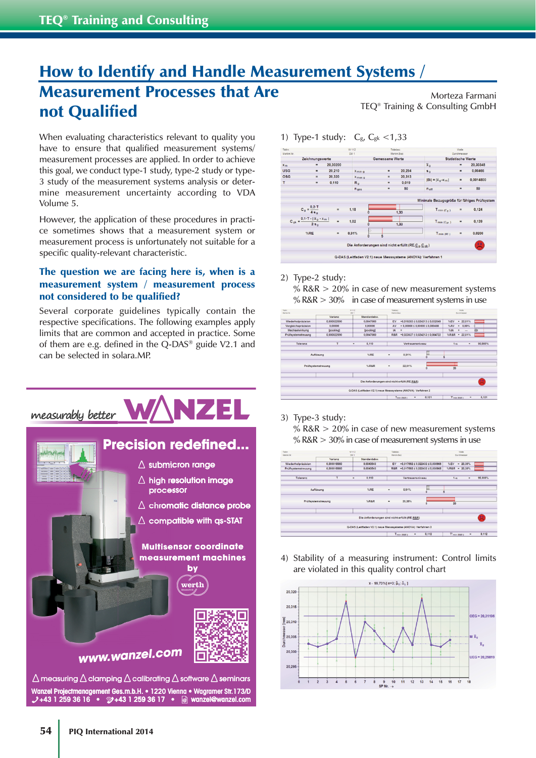# How to Identify and Handle Measurement Systems / Measurement Processes that Are not Qualified

Morteza Farmani
TEQ® Training & Consulting GmbH

When evaluating characteristics relevant to quality you have to ensure that qualified measurement systems/ measurement processes are applied. In order to achieve this goal, we conduct type-1 study, type-2 study or type-3 study of the measurement systems analysis or determine measurement uncertainty according to VDA Volume 5.

However, the application of these procedures in practice sometimes shows that a measurement system or measurement process is unfortunately not suitable for a specific quality-relevant characteristic.

**The question we are facing here is, when is a measurement system / measurement process not considered to be qualified?**

Several corporate guidelines typically contain the respective specifications. The following examples apply limits that are common and accepted in practice. Some of them are e.g. defined in the Q-DAS® guide V2.1 and can be selected in solara.MP.

measurably better WANZEL

**Precision redefined...**

- submicron range
- high resolution image processor
- chromatic distance probe
- compatible with qs-STAT

Multisensor coordinate measurement machines by werth

www.wanzel.com

measuring, clamping, calibrating, software, seminars

Wanzel Projectmanagement Ges.m.b.H. • 1220 Vienna • Wagramer Str.173/D
+43 1 259 36 16 • +43 1 259 36 17 • wanzel@wanzel.com

1) Type-1 study: $C_g$, $C_{gk}$ <1,33

2) Type-2 study:
% R&R > 20% in case of new measurement systems
% R&R > 30% in case of measurement systems in use

3) Type-3 study:
% R&R > 20% in case of new measurement systems
% R&R > 30% in case of measurement systems in use

4) Stability of a measuring instrument: Control limits are violated in this quality control chart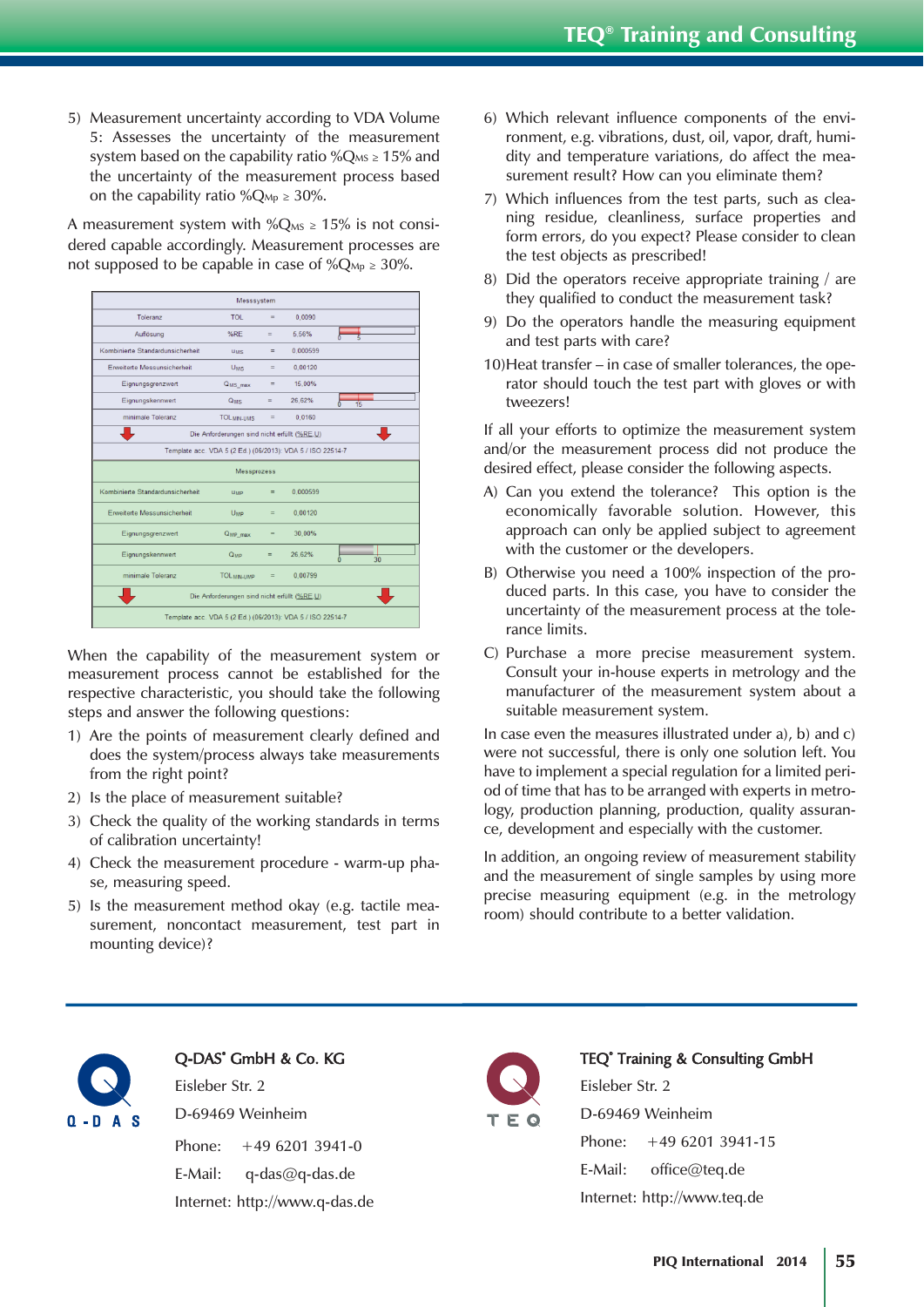5) Measurement uncertainty according to VDA Volume 5: Assesses the uncertainty of the measurement system based on the capability ratio $\%Q_{MS} \geq 15\%$ and the uncertainty of the measurement process based on the capability ratio $\%Q_{Mp} \geq 30\%$.

A measurement system with $\%Q_{MS} \geq 15\%$ is not considered capable accordingly. Measurement processes are not supposed to be capable in case of $\%Q_{Mp} \geq 30\%$.

| Messsystem | | | |
|---|---|---|---|
| Toleranz | TOL | = | 0,0090 |
| Auflösung | %RE | = | 5,56% |
| Kombinierte Standardunsicherheit | $u_{MS}$ | = | 0,000599 |
| Erweiterte Messunsicherheit | $U_{MS}$ | = | 0,00120 |
| Eignungsgrenzwert | $Q_{MS\_max}$ | = | 15,00% |
| Eignungskennwert | $Q_{MS}$ | = | 26,62% |
| minimale Toleranz | $TOL_{MIN\text{-}UMS}$ | = | 0,0160 |
| Die Anforderungen sind nicht erfüllt (%RE U) | | | |
| Template acc. VDA 5 (2 Ed.) (06/2013); VDA 5 / ISO 22514-7 | | | |
| **Messprozess** | | | |
| Kombinierte Standardunsicherheit | $u_{MP}$ | = | 0,000599 |
| Erweiterte Messunsicherheit | $U_{MP}$ | = | 0,00120 |
| Eignungsgrenzwert | $Q_{MP\_max}$ | = | 30,00% |
| Eignungskennwert | $Q_{MP}$ | = | 26,62% |
| minimale Toleranz | $TOL_{MIN\text{-}UMP}$ | = | 0,00799 |
| Die Anforderungen sind nicht erfüllt (%RE U) | | | |
| Template acc. VDA 5 (2 Ed.) (06/2013); VDA 5 / ISO 22514-7 | | | |

When the capability of the measurement system or measurement process cannot be established for the respective characteristic, you should take the following steps and answer the following questions:

1) Are the points of measurement clearly defined and does the system/process always take measurements from the right point?
2) Is the place of measurement suitable?
3) Check the quality of the working standards in terms of calibration uncertainty!
4) Check the measurement procedure - warm-up phase, measuring speed.
5) Is the measurement method okay (e.g. tactile measurement, noncontact measurement, test part in mounting device)?
6) Which relevant influence components of the environment, e.g. vibrations, dust, oil, vapor, draft, humidity and temperature variations, do affect the measurement result? How can you eliminate them?
7) Which influences from the test parts, such as cleaning residue, cleanliness, surface properties and form errors, do you expect? Please consider to clean the test objects as prescribed!
8) Did the operators receive appropriate training / are they qualified to conduct the measurement task?
9) Do the operators handle the measuring equipment and test parts with care?
10) Heat transfer – in case of smaller tolerances, the operator should touch the test part with gloves or with tweezers!

If all your efforts to optimize the measurement system and/or the measurement process did not produce the desired effect, please consider the following aspects.

A) Can you extend the tolerance? This option is the economically favorable solution. However, this approach can only be applied subject to agreement with the customer or the developers.
B) Otherwise you need a 100% inspection of the produced parts. In this case, you have to consider the uncertainty of the measurement process at the tolerance limits.
C) Purchase a more precise measurement system. Consult your in-house experts in metrology and the manufacturer of the measurement system about a suitable measurement system.

In case even the measures illustrated under a), b) and c) were not successful, there is only one solution left. You have to implement a special regulation for a limited period of time that has to be arranged with experts in metrology, production planning, production, quality assurance, development and especially with the customer.

In addition, an ongoing review of measurement stability and the measurement of single samples by using more precise measuring equipment (e.g. in the metrology room) should contribute to a better validation.

Q-DAS

**Q-DAS® GmbH & Co. KG**
Eisleber Str. 2
D-69469 Weinheim
Phone: +49 6201 3941-0
E-Mail: q-das@q-das.de
Internet: http://www.q-das.de

TEQ

**TEQ® Training & Consulting GmbH**
Eisleber Str. 2
D-69469 Weinheim
Phone: +49 6201 3941-15
E-Mail: office@teq.de
Internet: http://www.teq.de